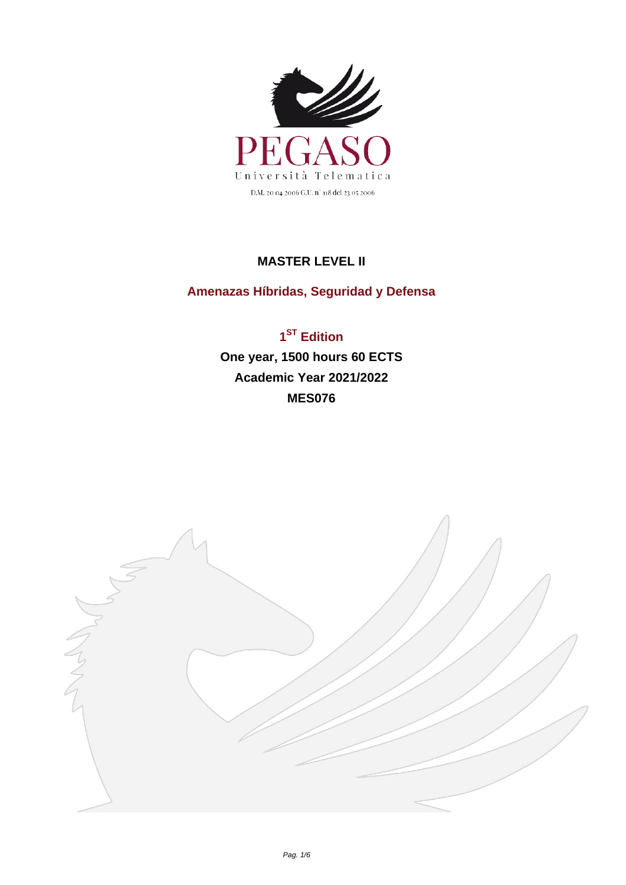PEGASO

Università Telematica

D.M. 20 04 2006 G.U. n° 118 del 23 05 2006

# MASTER LEVEL II

## Amenazas Híbridas, Seguridad y Defensa

**1ST Edition**

**One year, 1500 hours 60 ECTS**

**Academic Year 2021/2022**

**MES076**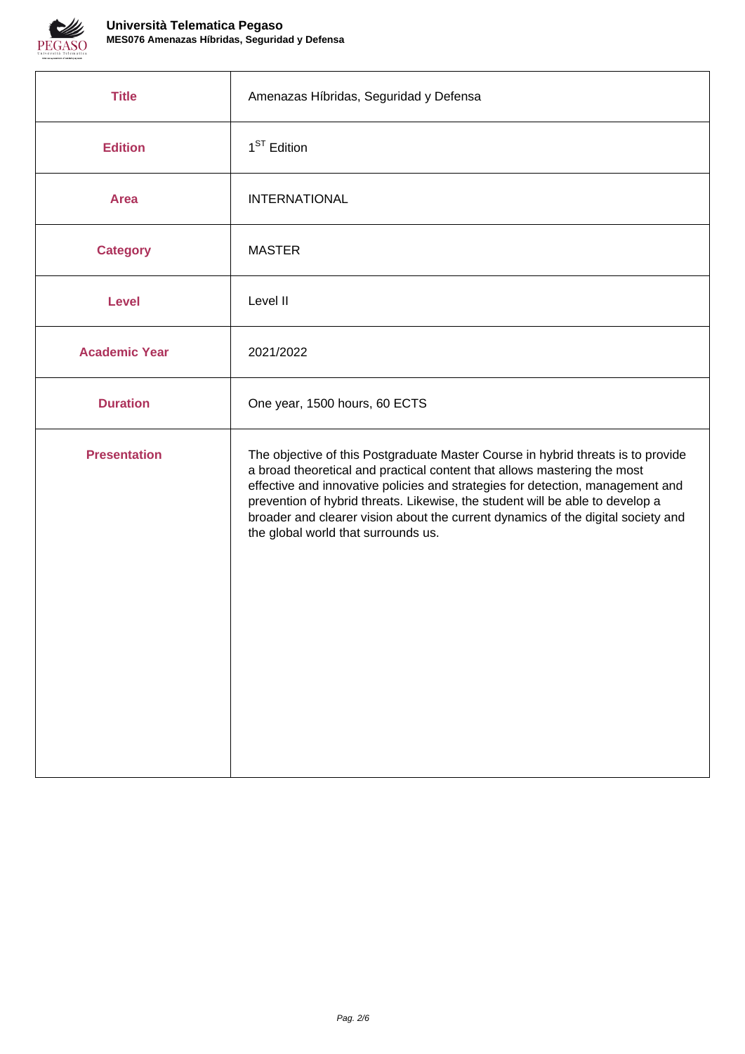| Title | Amenazas Híbridas, Seguridad y Defensa |
| --- | --- |
| Edition | 1ST Edition |
| Area | INTERNATIONAL |
| Category | MASTER |
| Level | Level II |
| Academic Year | 2021/2022 |
| Duration | One year, 1500 hours, 60 ECTS |
| Presentation | The objective of this Postgraduate Master Course in hybrid threats is to provide a broad theoretical and practical content that allows mastering the most effective and innovative policies and strategies for detection, management and prevention of hybrid threats. Likewise, the student will be able to develop a broader and clearer vision about the current dynamics of the digital society and the global world that surrounds us. |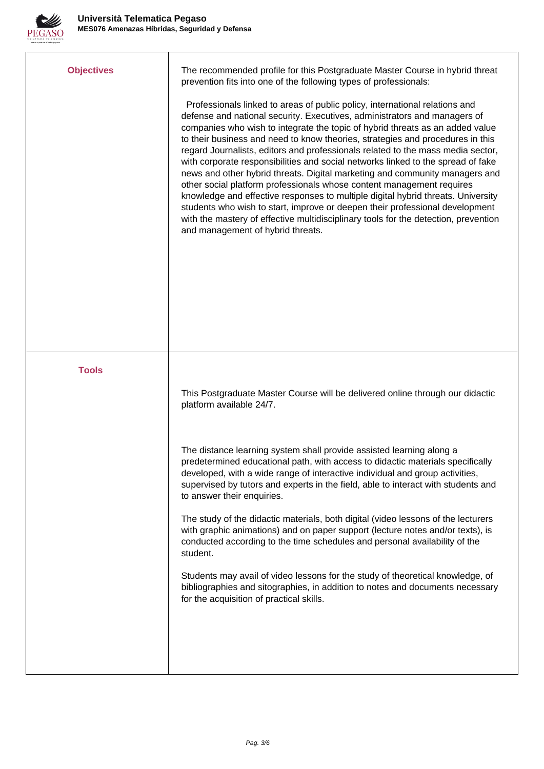| | |
|---|---|
| **Objectives** | The recommended profile for this Postgraduate Master Course in hybrid threat prevention fits into one of the following types of professionals:<br><br>Professionals linked to areas of public policy, international relations and defense and national security. Executives, administrators and managers of companies who wish to integrate the topic of hybrid threats as an added value to their business and need to know theories, strategies and procedures in this regard Journalists, editors and professionals related to the mass media sector, with corporate responsibilities and social networks linked to the spread of fake news and other hybrid threats. Digital marketing and community managers and other social platform professionals whose content management requires knowledge and effective responses to multiple digital hybrid threats. University students who wish to start, improve or deepen their professional development with the mastery of effective multidisciplinary tools for the detection, prevention and management of hybrid threats. |
| **Tools** | This Postgraduate Master Course will be delivered online through our didactic platform available 24/7.<br><br>The distance learning system shall provide assisted learning along a predetermined educational path, with access to didactic materials specifically developed, with a wide range of interactive individual and group activities, supervised by tutors and experts in the field, able to interact with students and to answer their enquiries.<br><br>The study of the didactic materials, both digital (video lessons of the lecturers with graphic animations) and on paper support (lecture notes and/or texts), is conducted according to the time schedules and personal availability of the student.<br><br>Students may avail of video lessons for the study of theoretical knowledge, of bibliographies and sitographies, in addition to notes and documents necessary for the acquisition of practical skills. |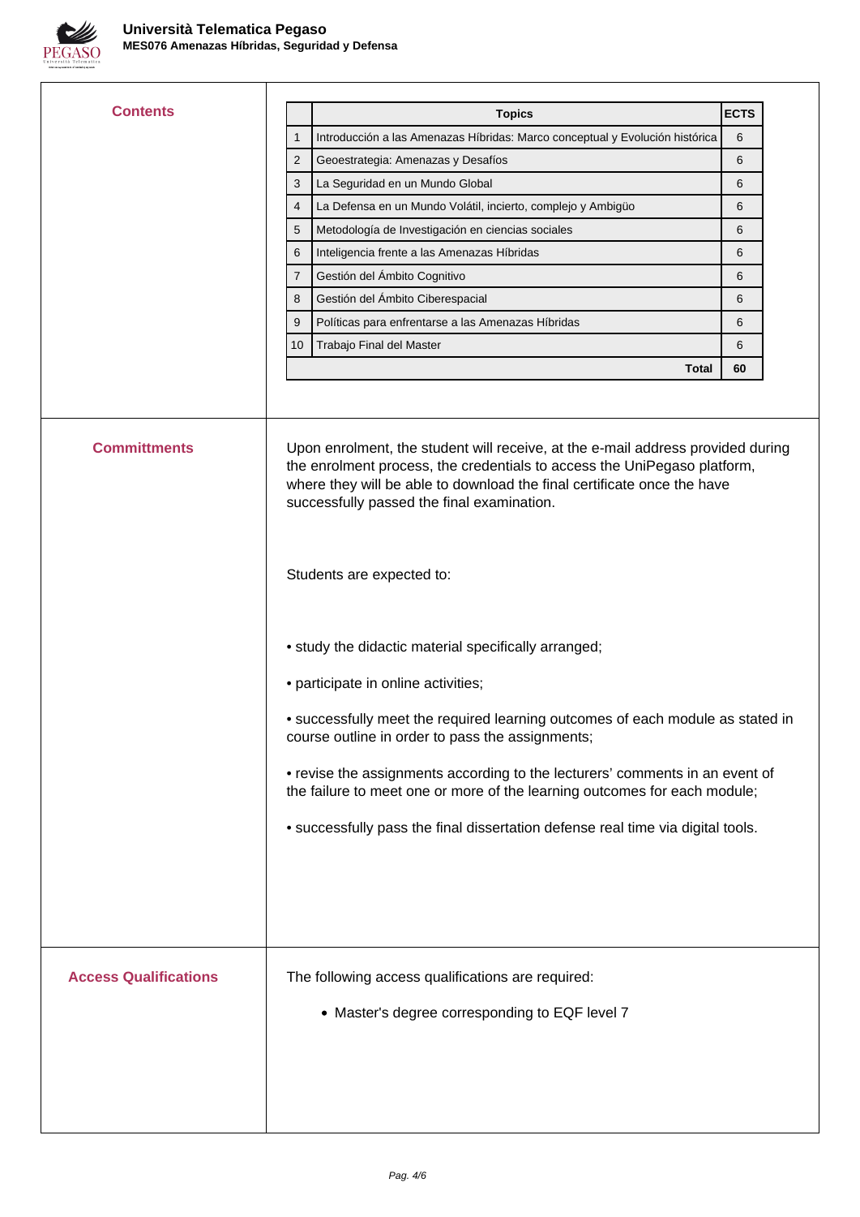## Contents

| | Topics | ECTS |
|---|---|---|
| 1 | Introducción a las Amenazas Híbridas: Marco conceptual y Evolución histórica | 6 |
| 2 | Geoestrategia: Amenazas y Desafíos | 6 |
| 3 | La Seguridad en un Mundo Global | 6 |
| 4 | La Defensa en un Mundo Volátil, incierto, complejo y Ambigüo | 6 |
| 5 | Metodología de Investigación en ciencias sociales | 6 |
| 6 | Inteligencia frente a las Amenazas Híbridas | 6 |
| 7 | Gestión del Ámbito Cognitivo | 6 |
| 8 | Gestión del Ámbito Ciberespacial | 6 |
| 9 | Políticas para enfrentarse a las Amenazas Híbridas | 6 |
| 10 | Trabajo Final del Master | 6 |
| | **Total** | **60** |

## Committments

Upon enrolment, the student will receive, at the e-mail address provided during the enrolment process, the credentials to access the UniPegaso platform, where they will be able to download the final certificate once the have successfully passed the final examination.

Students are expected to:

• study the didactic material specifically arranged;

• participate in online activities;

• successfully meet the required learning outcomes of each module as stated in course outline in order to pass the assignments;

• revise the assignments according to the lecturers' comments in an event of the failure to meet one or more of the learning outcomes for each module;

• successfully pass the final dissertation defense real time via digital tools.

## Access Qualifications

The following access qualifications are required:

- Master's degree corresponding to EQF level 7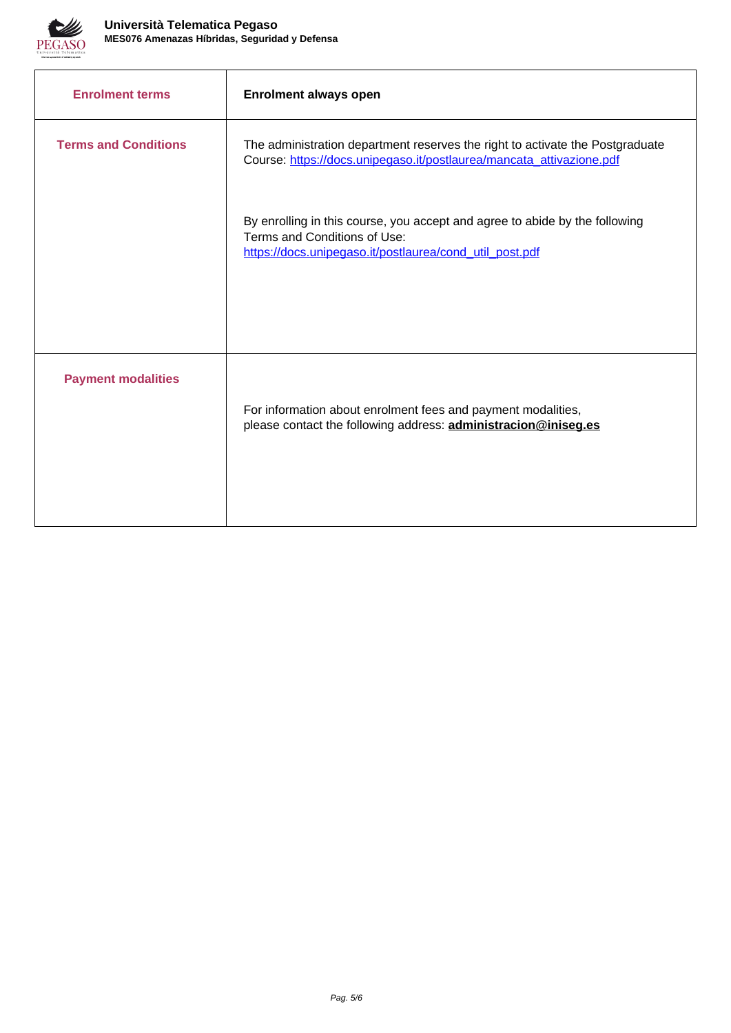| | |
|---|---|
| **Enrolment terms** | **Enrolment always open** |
| **Terms and Conditions** | The administration department reserves the right to activate the Postgraduate Course: https://docs.unipegaso.it/postlaurea/mancata_attivazione.pdf<br><br>By enrolling in this course, you accept and agree to abide by the following Terms and Conditions of Use: https://docs.unipegaso.it/postlaurea/cond_util_post.pdf |
| **Payment modalities** | For information about enrolment fees and payment modalities, please contact the following address: **administracion@iniseg.es** |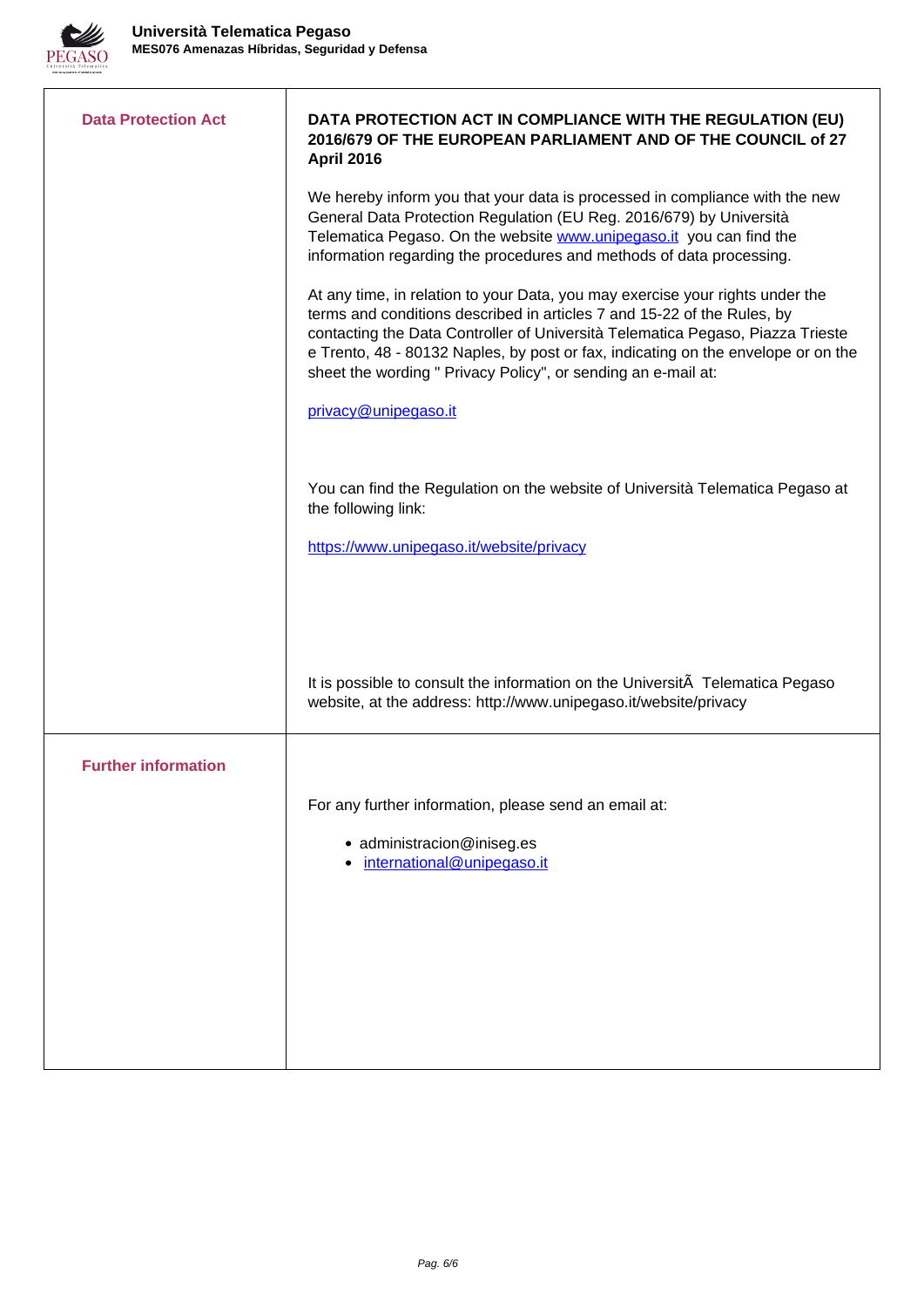| | |
|---|---|
| **Data Protection Act** | **DATA PROTECTION ACT IN COMPLIANCE WITH THE REGULATION (EU) 2016/679 OF THE EUROPEAN PARLIAMENT AND OF THE COUNCIL of 27 April 2016**<br><br>We hereby inform you that your data is processed in compliance with the new General Data Protection Regulation (EU Reg. 2016/679) by Università Telematica Pegaso. On the website www.unipegaso.it you can find the information regarding the procedures and methods of data processing.<br><br>At any time, in relation to your Data, you may exercise your rights under the terms and conditions described in articles 7 and 15-22 of the Rules, by contacting the Data Controller of Università Telematica Pegaso, Piazza Trieste e Trento, 48 - 80132 Naples, by post or fax, indicating on the envelope or on the sheet the wording " Privacy Policy", or sending an e-mail at:<br><br>privacy@unipegaso.it<br><br>You can find the Regulation on the website of Università Telematica Pegaso at the following link:<br><br>https://www.unipegaso.it/website/privacy<br><br>It is possible to consult the information on the UniversitÃ  Telematica Pegaso website, at the address: http://www.unipegaso.it/website/privacy |
| **Further information** | For any further information, please send an email at:<br><br>• administracion@iniseg.es<br>• international@unipegaso.it |